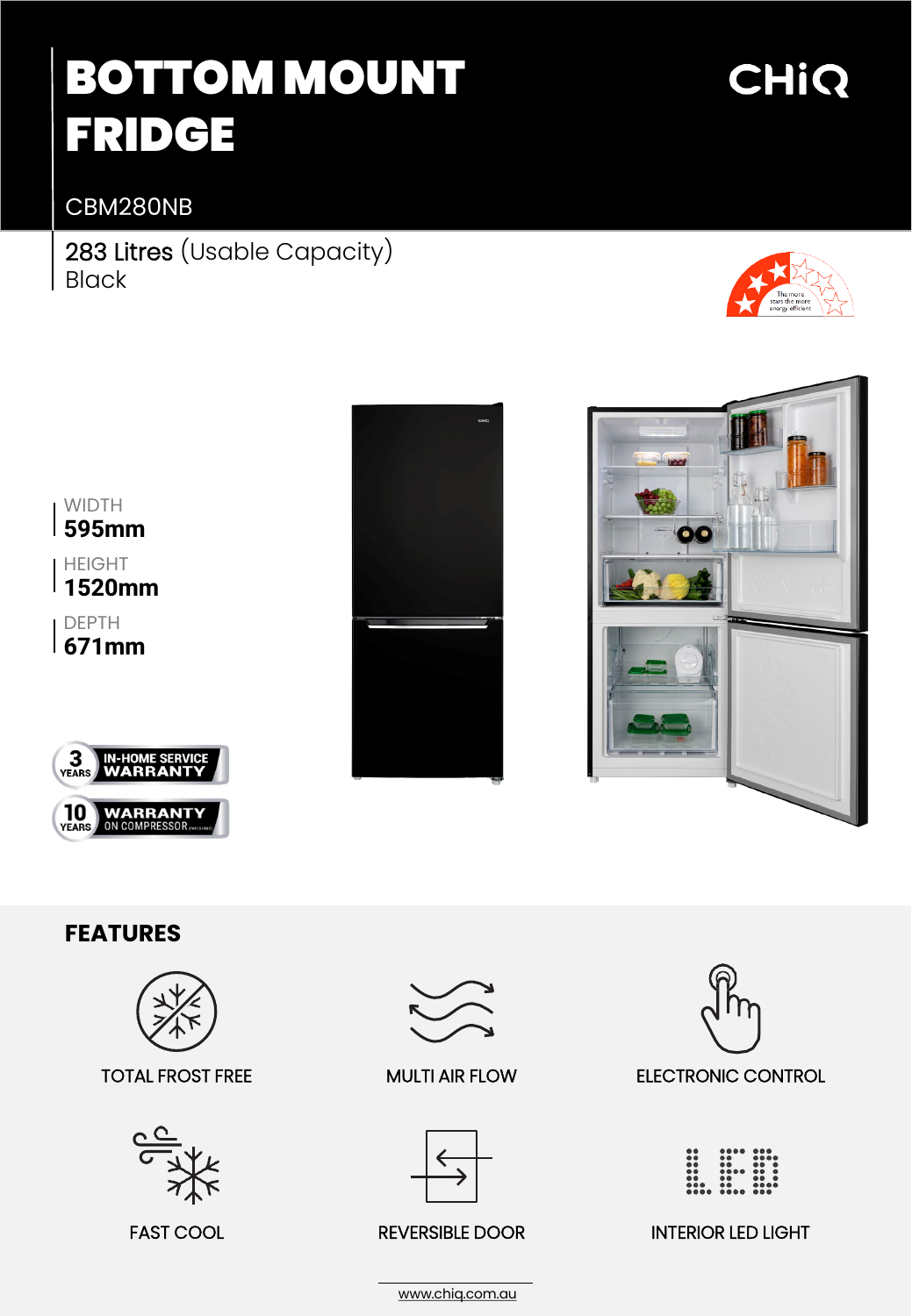# BOTTOM MOUNT FRIDGE

CHiQ

CBM280NB

283 Litres (Usable Capacity)
Black

The more stars the more energy efficient

WIDTH
**595mm**

HEIGHT
**1520mm**

DEPTH
**671mm**

3 YEARS IN-HOME SERVICE WARRANTY

10 YEARS WARRANTY ON COMPRESSOR

## FEATURES

- TOTAL FROST FREE
- MULTI AIR FLOW
- ELECTRONIC CONTROL
- FAST COOL
- REVERSIBLE DOOR
- INTERIOR LED LIGHT

www.chiq.com.au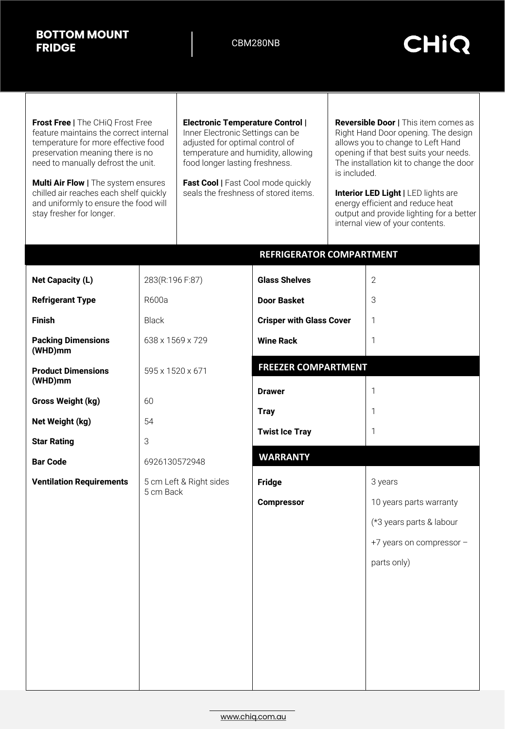# BOTTOM MOUNT FRIDGE

CBM280NB

CHiQ

**Frost Free |** The CHiQ Frost Free feature maintains the correct internal temperature for more effective food preservation meaning there is no need to manually defrost the unit.

**Multi Air Flow |** The system ensures chilled air reaches each shelf quickly and uniformly to ensure the food will stay fresher for longer.

**Electronic Temperature Control |** Inner Electronic Settings can be adjusted for optimal control of temperature and humidity, allowing food longer lasting freshness.

**Fast Cool |** Fast Cool mode quickly seals the freshness of stored items.

**Reversible Door |** This item comes as Right Hand Door opening. The design allows you to change to Left Hand opening if that best suits your needs. The installation kit to change the door is included.

**Interior LED Light |** LED lights are energy efficient and reduce heat output and provide lighting for a better internal view of your contents.

| | |
|---|---|
| **Net Capacity (L)** | 283(R:196 F:87) |
| **Refrigerant Type** | R600a |
| **Finish** | Black |
| **Packing Dimensions (WHD)mm** | 638 x 1569 x 729 |
| **Product Dimensions (WHD)mm** | 595 x 1520 x 671 |
| **Gross Weight (kg)** | 60 |
| **Net Weight (kg)** | 54 |
| **Star Rating** | 3 |
| **Bar Code** | 6926130572948 |
| **Ventilation Requirements** | 5 cm Left & Right sides<br>5 cm Back |

| REFRIGERATOR COMPARTMENT | |
|---|---|
| **Glass Shelves** | 2 |
| **Door Basket** | 3 |
| **Crisper with Glass Cover** | 1 |
| **Wine Rack** | 1 |

| FREEZER COMPARTMENT | |
|---|---|
| **Drawer** | 1 |
| **Tray** | 1 |
| **Twist Ice Tray** | 1 |

| WARRANTY | |
|---|---|
| **Fridge** | 3 years |
| **Compressor** | 10 years parts warranty<br>(*3 years parts & labour<br>+7 years on compressor – parts only) |

www.chiq.com.au